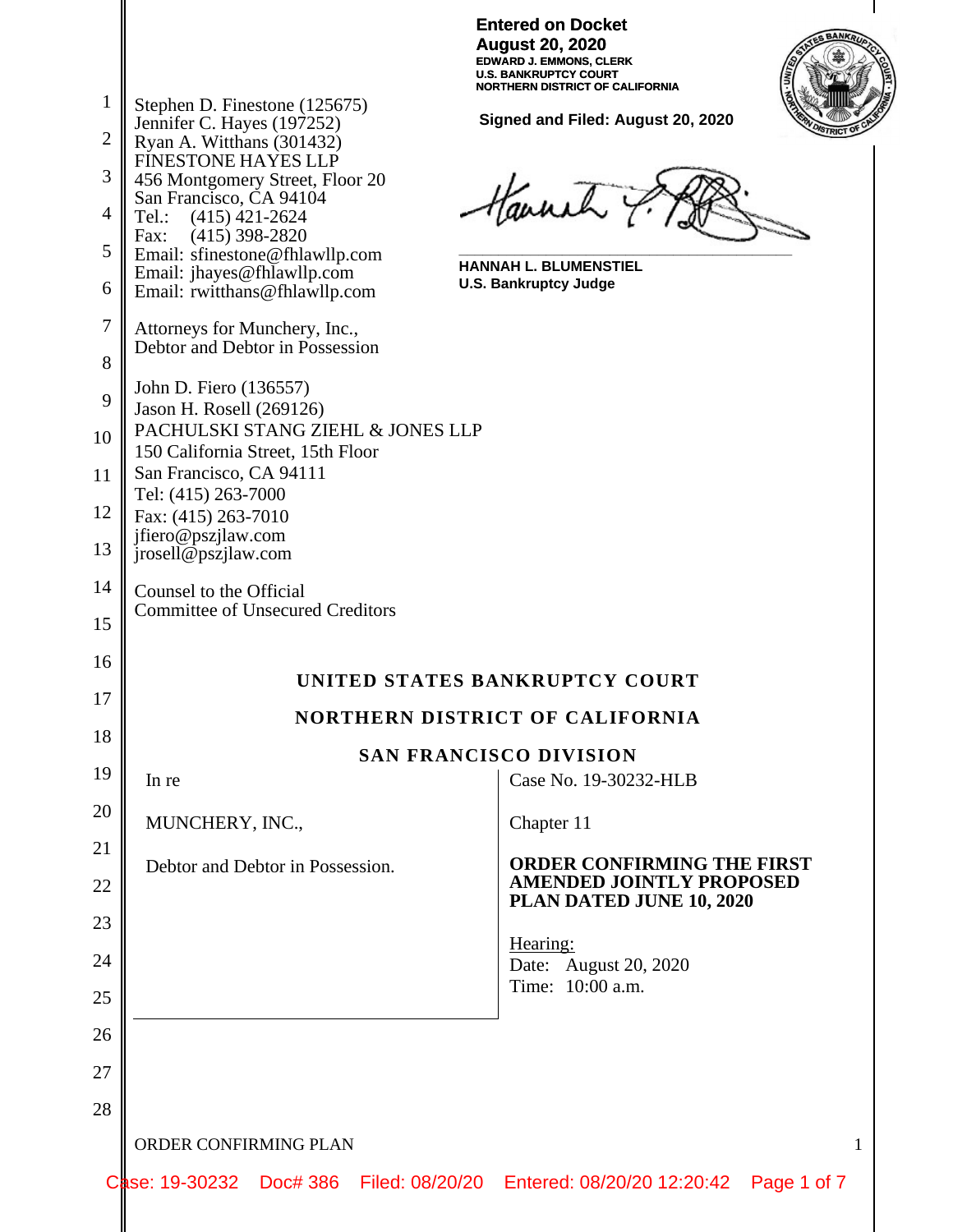**Entered on Docket**
**August 20, 2020**
**EDWARD J. EMMONS, CLERK**
**U.S. BANKRUPTCY COURT**
**NORTHERN DISTRICT OF CALIFORNIA**

**Signed and Filed: August 20, 2020**

**HANNAH L. BLUMENSTIEL**
**U.S. Bankruptcy Judge**

Stephen D. Finestone (125675)
Jennifer C. Hayes (197252)
Ryan A. Witthans (301432)
FINESTONE HAYES LLP
456 Montgomery Street, Floor 20
San Francisco, CA 94104
Tel.: (415) 421-2624
Fax: (415) 398-2820
Email: sfinestone@fhlawllp.com
Email: jhayes@fhlawllp.com
Email: rwitthans@fhlawllp.com

Attorneys for Munchery, Inc.,
Debtor and Debtor in Possession

John D. Fiero (136557)
Jason H. Rosell (269126)
PACHULSKI STANG ZIEHL & JONES LLP
150 California Street, 15th Floor
San Francisco, CA 94111
Tel: (415) 263-7000
Fax: (415) 263-7010
jfiero@pszjlaw.com
jrosell@pszjlaw.com

Counsel to the Official
Committee of Unsecured Creditors

**UNITED STATES BANKRUPTCY COURT**

**NORTHERN DISTRICT OF CALIFORNIA**

**SAN FRANCISCO DIVISION**

| | |
|---|---|
| In re<br><br>MUNCHERY, INC.,<br><br>Debtor and Debtor in Possession. | Case No. 19-30232-HLB<br><br>Chapter 11<br><br>**ORDER CONFIRMING THE FIRST AMENDED JOINTLY PROPOSED PLAN DATED JUNE 10, 2020**<br><br>Hearing:<br>Date: August 20, 2020<br>Time: 10:00 a.m. |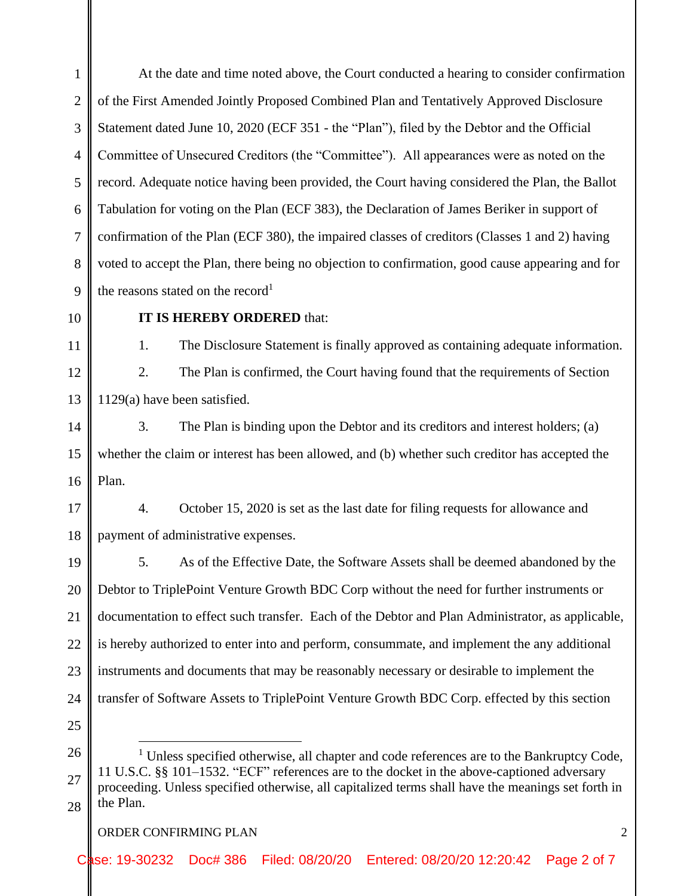At the date and time noted above, the Court conducted a hearing to consider confirmation of the First Amended Jointly Proposed Combined Plan and Tentatively Approved Disclosure Statement dated June 10, 2020 (ECF 351 - the "Plan"), filed by the Debtor and the Official Committee of Unsecured Creditors (the "Committee"). All appearances were as noted on the record. Adequate notice having been provided, the Court having considered the Plan, the Ballot Tabulation for voting on the Plan (ECF 383), the Declaration of James Beriker in support of confirmation of the Plan (ECF 380), the impaired classes of creditors (Classes 1 and 2) having voted to accept the Plan, there being no objection to confirmation, good cause appearing and for the reasons stated on the record[1]

**IT IS HEREBY ORDERED** that:

1. The Disclosure Statement is finally approved as containing adequate information.

2. The Plan is confirmed, the Court having found that the requirements of Section 1129(a) have been satisfied.

3. The Plan is binding upon the Debtor and its creditors and interest holders; (a) whether the claim or interest has been allowed, and (b) whether such creditor has accepted the Plan.

4. October 15, 2020 is set as the last date for filing requests for allowance and payment of administrative expenses.

5. As of the Effective Date, the Software Assets shall be deemed abandoned by the Debtor to TriplePoint Venture Growth BDC Corp without the need for further instruments or documentation to effect such transfer. Each of the Debtor and Plan Administrator, as applicable, is hereby authorized to enter into and perform, consummate, and implement the any additional instruments and documents that may be reasonably necessary or desirable to implement the transfer of Software Assets to TriplePoint Venture Growth BDC Corp. effected by this section

---

[1] Unless specified otherwise, all chapter and code references are to the Bankruptcy Code, 11 U.S.C. §§ 101–1532. "ECF" references are to the docket in the above-captioned adversary proceeding. Unless specified otherwise, all capitalized terms shall have the meanings set forth in the Plan.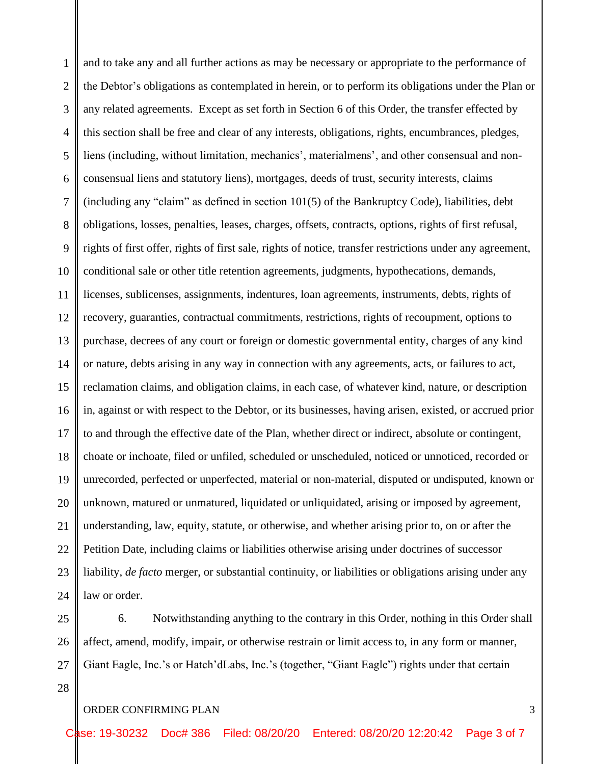and to take any and all further actions as may be necessary or appropriate to the performance of the Debtor's obligations as contemplated in herein, or to perform its obligations under the Plan or any related agreements. Except as set forth in Section 6 of this Order, the transfer effected by this section shall be free and clear of any interests, obligations, rights, encumbrances, pledges, liens (including, without limitation, mechanics', materialmens', and other consensual and non-consensual liens and statutory liens), mortgages, deeds of trust, security interests, claims (including any "claim" as defined in section 101(5) of the Bankruptcy Code), liabilities, debt obligations, losses, penalties, leases, charges, offsets, contracts, options, rights of first refusal, rights of first offer, rights of first sale, rights of notice, transfer restrictions under any agreement, conditional sale or other title retention agreements, judgments, hypothecations, demands, licenses, sublicenses, assignments, indentures, loan agreements, instruments, debts, rights of recovery, guaranties, contractual commitments, restrictions, rights of recoupment, options to purchase, decrees of any court or foreign or domestic governmental entity, charges of any kind or nature, debts arising in any way in connection with any agreements, acts, or failures to act, reclamation claims, and obligation claims, in each case, of whatever kind, nature, or description in, against or with respect to the Debtor, or its businesses, having arisen, existed, or accrued prior to and through the effective date of the Plan, whether direct or indirect, absolute or contingent, choate or inchoate, filed or unfiled, scheduled or unscheduled, noticed or unnoticed, recorded or unrecorded, perfected or unperfected, material or non-material, disputed or undisputed, known or unknown, matured or unmatured, liquidated or unliquidated, arising or imposed by agreement, understanding, law, equity, statute, or otherwise, and whether arising prior to, on or after the Petition Date, including claims or liabilities otherwise arising under doctrines of successor liability, *de facto* merger, or substantial continuity, or liabilities or obligations arising under any law or order.

6. Notwithstanding anything to the contrary in this Order, nothing in this Order shall affect, amend, modify, impair, or otherwise restrain or limit access to, in any form or manner, Giant Eagle, Inc.'s or Hatch'dLabs, Inc.'s (together, "Giant Eagle") rights under that certain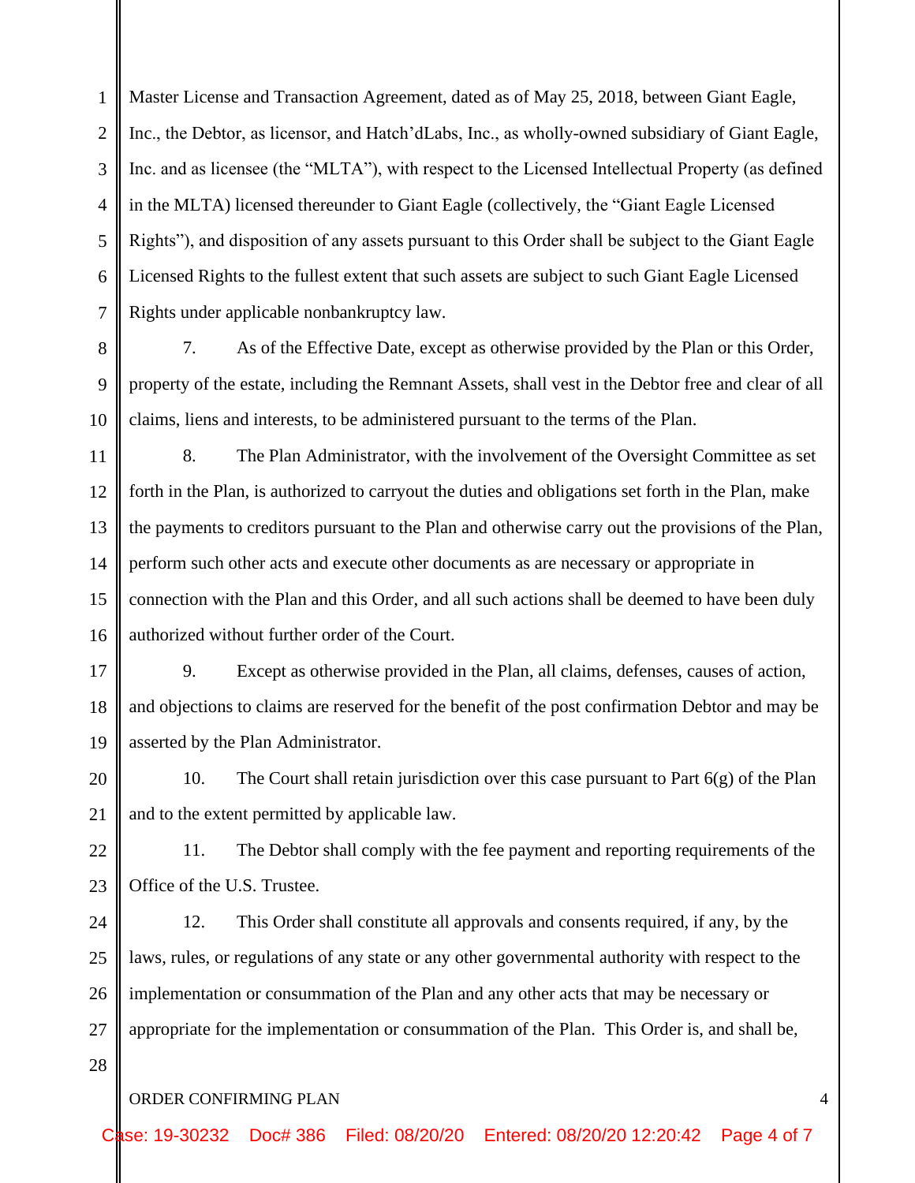Master License and Transaction Agreement, dated as of May 25, 2018, between Giant Eagle, Inc., the Debtor, as licensor, and Hatch'dLabs, Inc., as wholly-owned subsidiary of Giant Eagle, Inc. and as licensee (the "MLTA"), with respect to the Licensed Intellectual Property (as defined in the MLTA) licensed thereunder to Giant Eagle (collectively, the "Giant Eagle Licensed Rights"), and disposition of any assets pursuant to this Order shall be subject to the Giant Eagle Licensed Rights to the fullest extent that such assets are subject to such Giant Eagle Licensed Rights under applicable nonbankruptcy law.

7. As of the Effective Date, except as otherwise provided by the Plan or this Order, property of the estate, including the Remnant Assets, shall vest in the Debtor free and clear of all claims, liens and interests, to be administered pursuant to the terms of the Plan.

8. The Plan Administrator, with the involvement of the Oversight Committee as set forth in the Plan, is authorized to carryout the duties and obligations set forth in the Plan, make the payments to creditors pursuant to the Plan and otherwise carry out the provisions of the Plan, perform such other acts and execute other documents as are necessary or appropriate in connection with the Plan and this Order, and all such actions shall be deemed to have been duly authorized without further order of the Court.

9. Except as otherwise provided in the Plan, all claims, defenses, causes of action, and objections to claims are reserved for the benefit of the post confirmation Debtor and may be asserted by the Plan Administrator.

10. The Court shall retain jurisdiction over this case pursuant to Part 6(g) of the Plan and to the extent permitted by applicable law.

11. The Debtor shall comply with the fee payment and reporting requirements of the Office of the U.S. Trustee.

12. This Order shall constitute all approvals and consents required, if any, by the laws, rules, or regulations of any state or any other governmental authority with respect to the implementation or consummation of the Plan and any other acts that may be necessary or appropriate for the implementation or consummation of the Plan. This Order is, and shall be,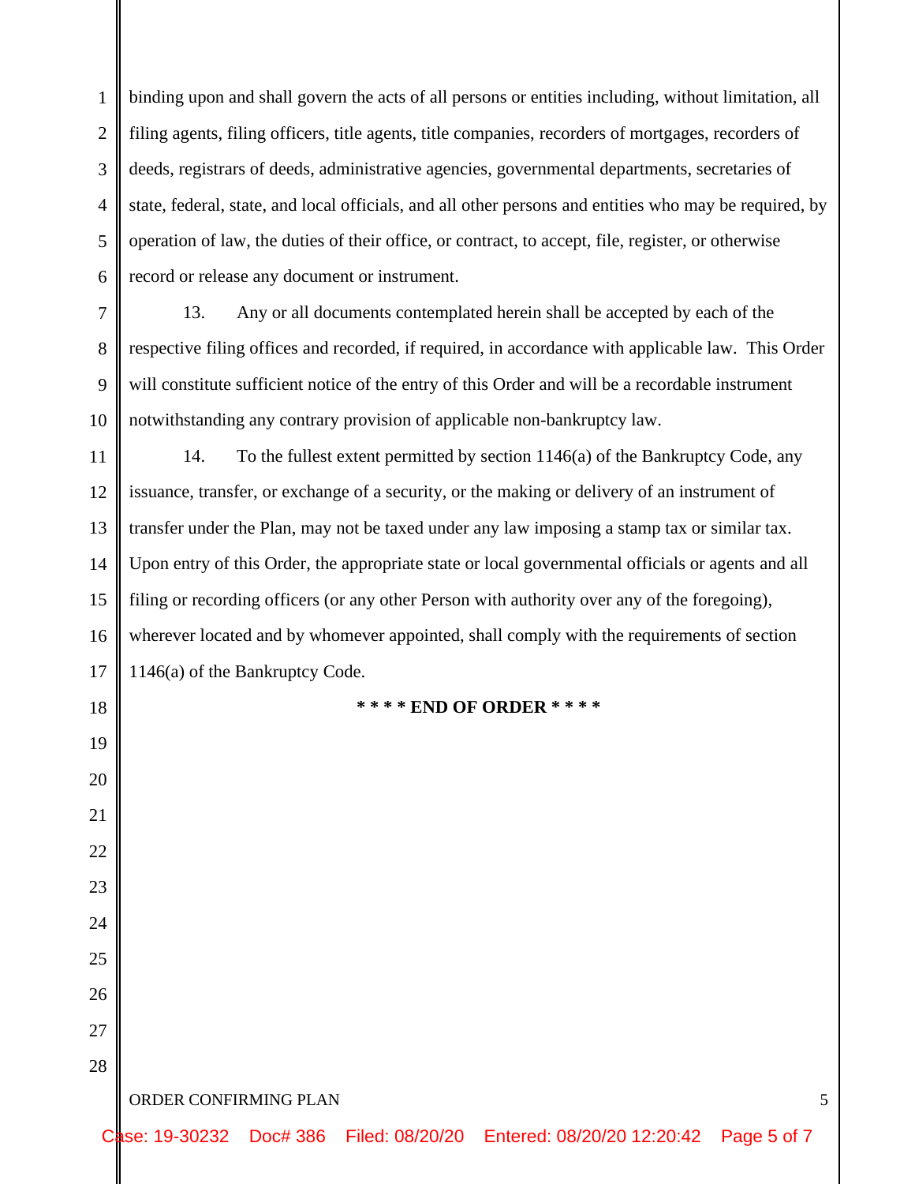binding upon and shall govern the acts of all persons or entities including, without limitation, all filing agents, filing officers, title agents, title companies, recorders of mortgages, recorders of deeds, registrars of deeds, administrative agencies, governmental departments, secretaries of state, federal, state, and local officials, and all other persons and entities who may be required, by operation of law, the duties of their office, or contract, to accept, file, register, or otherwise record or release any document or instrument.

13. Any or all documents contemplated herein shall be accepted by each of the respective filing offices and recorded, if required, in accordance with applicable law. This Order will constitute sufficient notice of the entry of this Order and will be a recordable instrument notwithstanding any contrary provision of applicable non-bankruptcy law.

14. To the fullest extent permitted by section 1146(a) of the Bankruptcy Code, any issuance, transfer, or exchange of a security, or the making or delivery of an instrument of transfer under the Plan, may not be taxed under any law imposing a stamp tax or similar tax. Upon entry of this Order, the appropriate state or local governmental officials or agents and all filing or recording officers (or any other Person with authority over any of the foregoing), wherever located and by whomever appointed, shall comply with the requirements of section 1146(a) of the Bankruptcy Code.

**\* \* \* \* END OF ORDER \* \* \* \***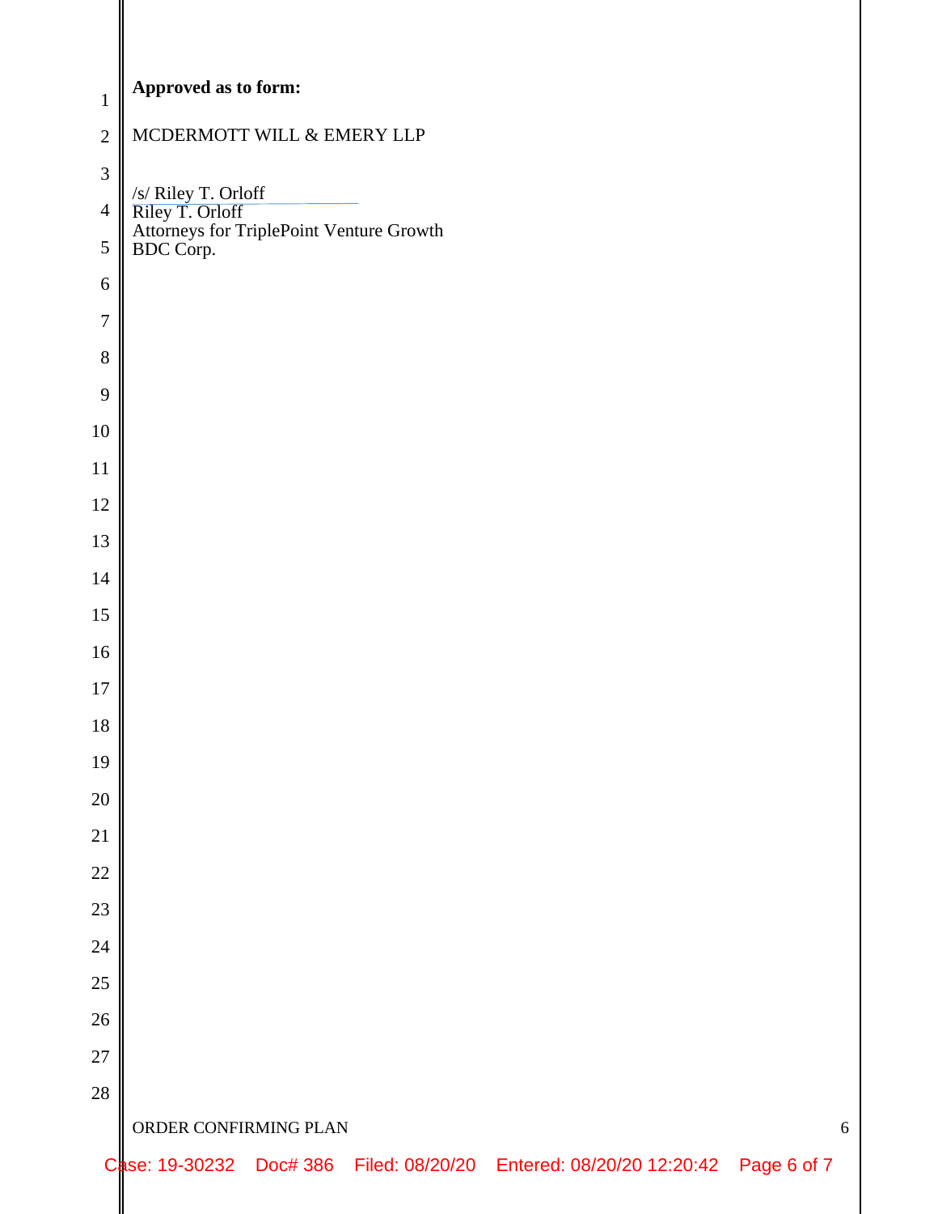**Approved as to form:**

MCDERMOTT WILL & EMERY LLP

/s/ Riley T. Orloff
Riley T. Orloff
Attorneys for TriplePoint Venture Growth BDC Corp.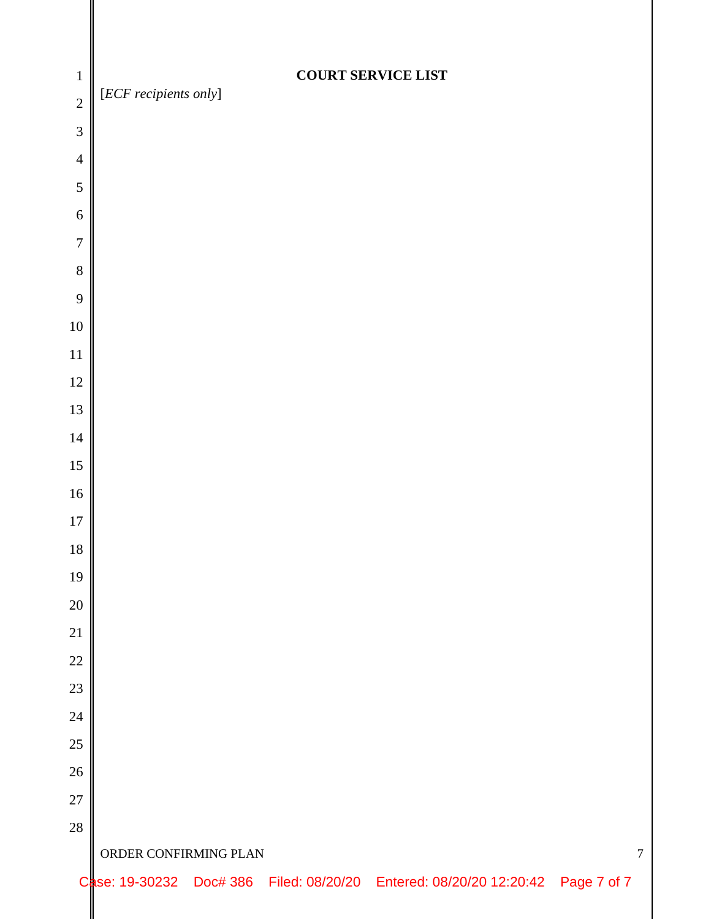# COURT SERVICE LIST

[*ECF recipients only*]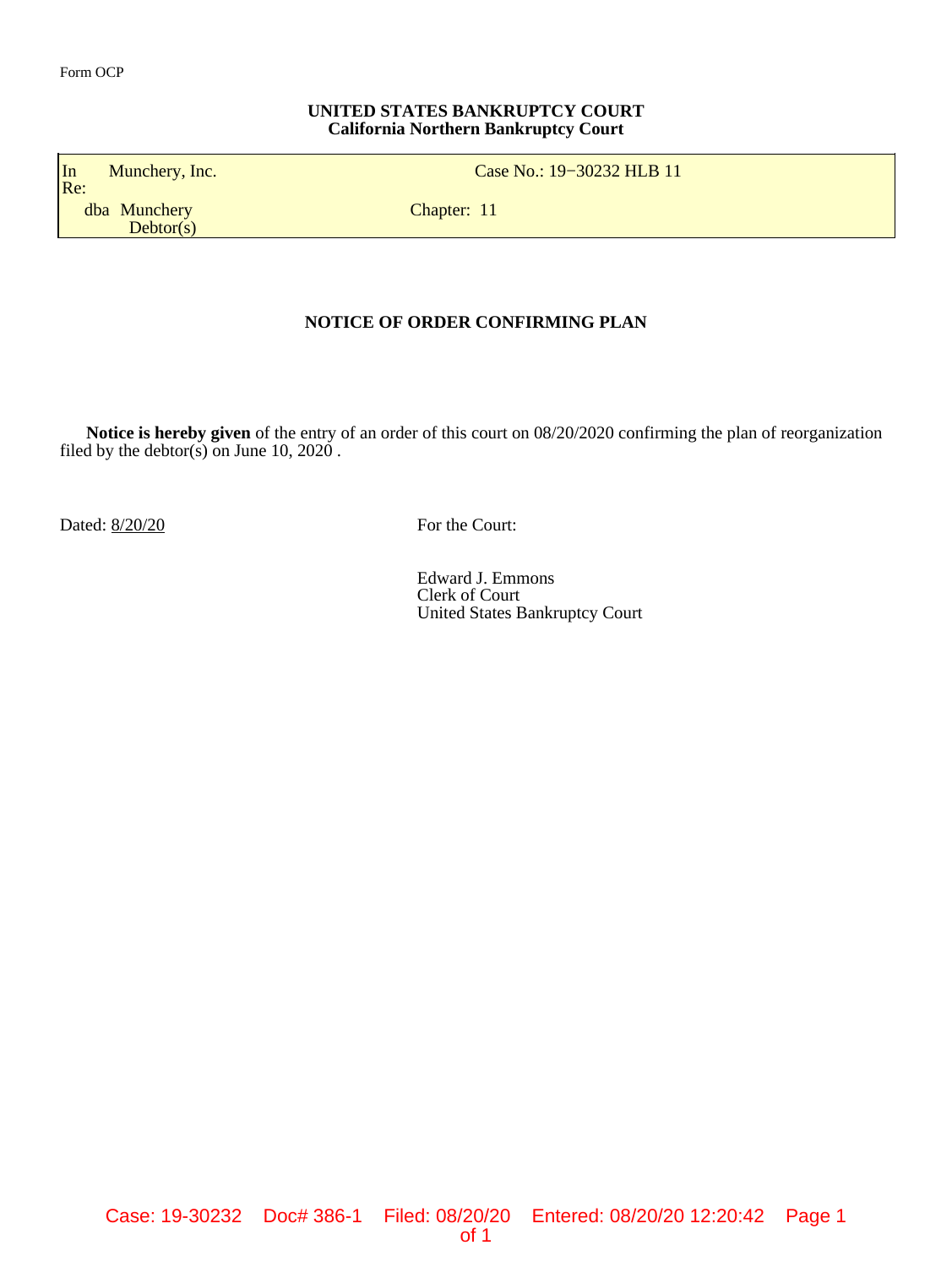Form OCP

**UNITED STATES BANKRUPTCY COURT**
**California Northern Bankruptcy Court**

| | | |
|---|---|---|
| In Re: Munchery, Inc. | | Case No.: 19−30232 HLB 11 |
| dba Munchery Debtor(s) | Chapter: 11 | |

**NOTICE OF ORDER CONFIRMING PLAN**

**Notice is hereby given** of the entry of an order of this court on 08/20/2020 confirming the plan of reorganization filed by the debtor(s) on June 10, 2020 .

Dated: 8/20/20

For the Court:

Edward J. Emmons
Clerk of Court
United States Bankruptcy Court

Case: 19-30232 Doc# 386-1 Filed: 08/20/20 Entered: 08/20/20 12:20:42 Page 1 of 1